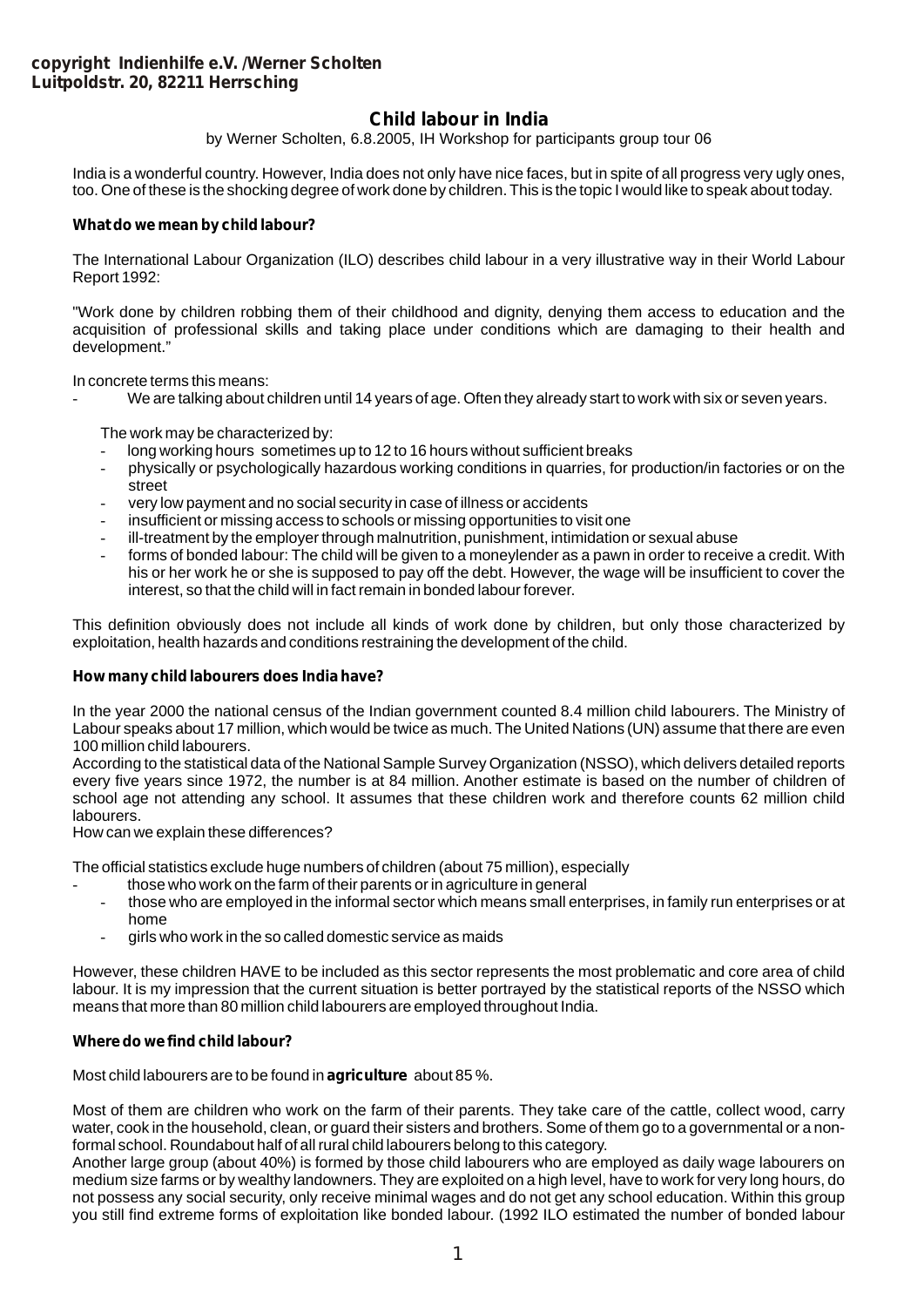**copyright Indienhilfe e.V. /Werner Scholten**
**Luitpoldstr. 20, 82211 Herrsching**

# Child labour in India

by Werner Scholten, 6.8.2005, IH Workshop for participants group tour 06

India is a wonderful country. However, India does not only have nice faces, but in spite of all progress very ugly ones, too. One of these is the shocking degree of work done by children. This is the topic I would like to speak about today.

**What do we mean by child labour?**

The International Labour Organization (ILO) describes child labour in a very illustrative way in their World Labour Report 1992:

"Work done by children robbing them of their childhood and dignity, denying them access to education and the acquisition of professional skills and taking place under conditions which are damaging to their health and development."

In concrete terms this means:

- We are talking about children until 14 years of age. Often they already start to work with six or seven years.

  The work may be characterized by:
  - long working hours sometimes up to 12 to 16 hours without sufficient breaks
  - physically or psychologically hazardous working conditions in quarries, for production/in factories or on the street
  - very low payment and no social security in case of illness or accidents
  - insufficient or missing access to schools or missing opportunities to visit one
  - ill-treatment by the employer through malnutrition, punishment, intimidation or sexual abuse
  - forms of bonded labour: The child will be given to a moneylender as a pawn in order to receive a credit. With his or her work he or she is supposed to pay off the debt. However, the wage will be insufficient to cover the interest, so that the child will in fact remain in bonded labour forever.

This definition obviously does not include all kinds of work done by children, but only those characterized by exploitation, health hazards and conditions restraining the development of the child.

**How many child labourers does India have?**

In the year 2000 the national census of the Indian government counted 8.4 million child labourers. The Ministry of Labour speaks about 17 million, which would be twice as much. The United Nations (UN) assume that there are even 100 million child labourers.
According to the statistical data of the National Sample Survey Organization (NSSO), which delivers detailed reports every five years since 1972, the number is at 84 million. Another estimate is based on the number of children of school age not attending any school. It assumes that these children work and therefore counts 62 million child labourers.
How can we explain these differences?

The official statistics exclude huge numbers of children (about 75 million), especially

- those who work on the farm of their parents or in agriculture in general
  - those who are employed in the informal sector which means small enterprises, in family run enterprises or at home
  - girls who work in the so called domestic service as maids

However, these children HAVE to be included as this sector represents the most problematic and core area of child labour. It is my impression that the current situation is better portrayed by the statistical reports of the NSSO which means that more than 80 million child labourers are employed throughout India.

**Where do we find child labour?**

Most child labourers are to be found in **agriculture** about 85 %.

Most of them are children who work on the farm of their parents. They take care of the cattle, collect wood, carry water, cook in the household, clean, or guard their sisters and brothers. Some of them go to a governmental or a non-formal school. Roundabout half of all rural child labourers belong to this category.
Another large group (about 40%) is formed by those child labourers who are employed as daily wage labourers on medium size farms or by wealthy landowners. They are exploited on a high level, have to work for very long hours, do not possess any social security, only receive minimal wages and do not get any school education. Within this group you still find extreme forms of exploitation like bonded labour. (1992 ILO estimated the number of bonded labour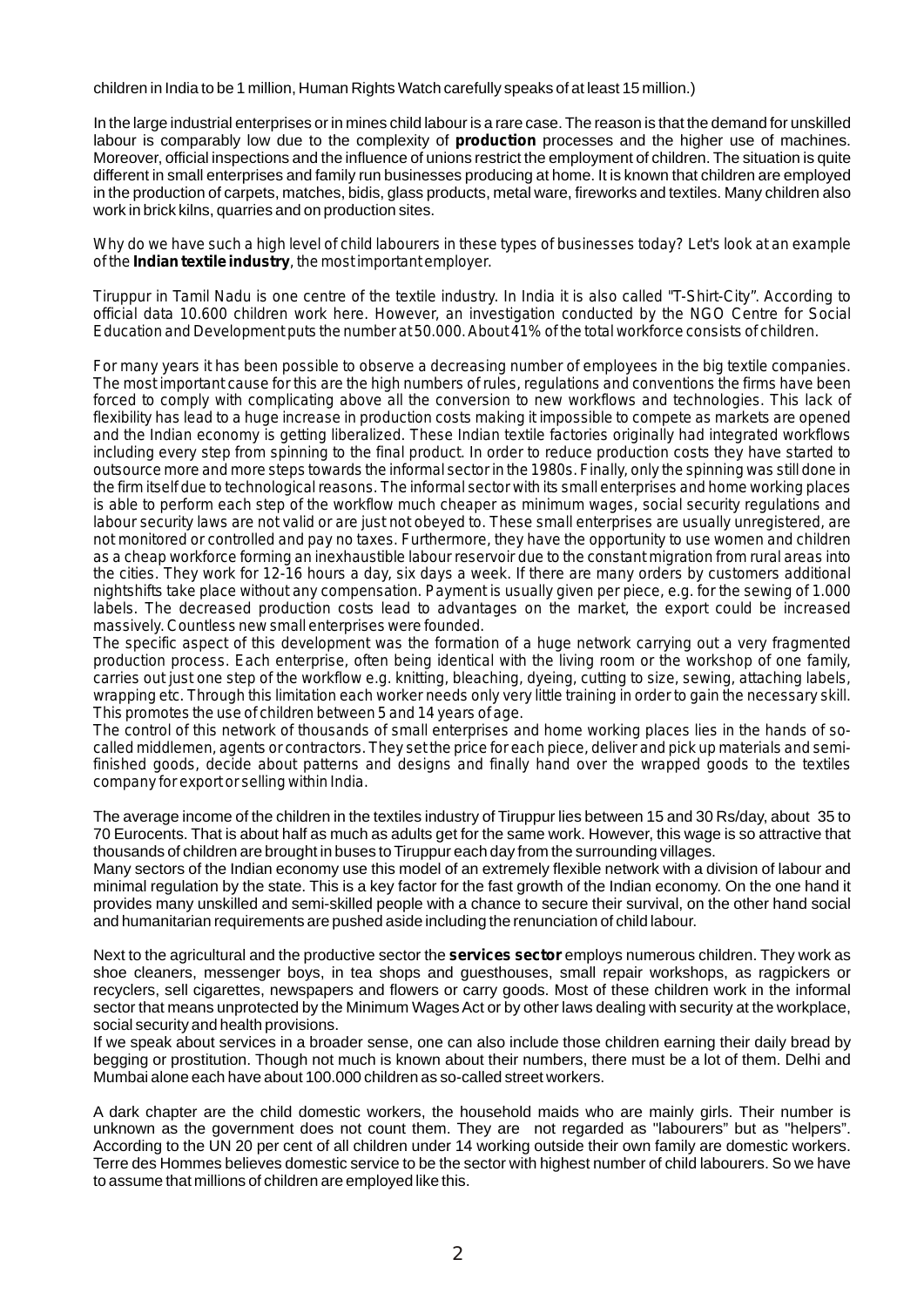children in India to be 1 million, Human Rights Watch carefully speaks of at least 15 million.)

In the large industrial enterprises or in mines child labour is a rare case. The reason is that the demand for unskilled labour is comparably low due to the complexity of **production** processes and the higher use of machines. Moreover, official inspections and the influence of unions restrict the employment of children. The situation is quite different in small enterprises and family run businesses producing at home. It is known that children are employed in the production of carpets, matches, bidis, glass products, metal ware, fireworks and textiles. Many children also work in brick kilns, quarries and on production sites.

Why do we have such a high level of child labourers in these types of businesses today? Let's look at an example of the **Indian textile industry**, the most important employer.

Tiruppur in Tamil Nadu is one centre of the textile industry. In India it is also called "T-Shirt-City". According to official data 10.600 children work here. However, an investigation conducted by the NGO Centre for Social Education and Development puts the number at 50.000. About 41% of the total workforce consists of children.

For many years it has been possible to observe a decreasing number of employees in the big textile companies. The most important cause for this are the high numbers of rules, regulations and conventions the firms have been forced to comply with complicating above all the conversion to new workflows and technologies. This lack of flexibility has lead to a huge increase in production costs making it impossible to compete as markets are opened and the Indian economy is getting liberalized. These Indian textile factories originally had integrated workflows including every step from spinning to the final product. In order to reduce production costs they have started to outsource more and more steps towards the informal sector in the 1980s. Finally, only the spinning was still done in the firm itself due to technological reasons. The informal sector with its small enterprises and home working places is able to perform each step of the workflow much cheaper as minimum wages, social security regulations and labour security laws are not valid or are just not obeyed to. These small enterprises are usually unregistered, are not monitored or controlled and pay no taxes. Furthermore, they have the opportunity to use women and children as a cheap workforce forming an inexhaustible labour reservoir due to the constant migration from rural areas into the cities. They work for 12-16 hours a day, six days a week. If there are many orders by customers additional nightshifts take place without any compensation. Payment is usually given per piece, e.g. for the sewing of 1.000 labels. The decreased production costs lead to advantages on the market, the export could be increased massively. Countless new small enterprises were founded.

The specific aspect of this development was the formation of a huge network carrying out a very fragmented production process. Each enterprise, often being identical with the living room or the workshop of one family, carries out just one step of the workflow e.g. knitting, bleaching, dyeing, cutting to size, sewing, attaching labels, wrapping etc. Through this limitation each worker needs only very little training in order to gain the necessary skill. This promotes the use of children between 5 and 14 years of age.

The control of this network of thousands of small enterprises and home working places lies in the hands of so-called middlemen, agents or contractors. They set the price for each piece, deliver and pick up materials and semi-finished goods, decide about patterns and designs and finally hand over the wrapped goods to the textiles company for export or selling within India.

The average income of the children in the textiles industry of Tiruppur lies between 15 and 30 Rs/day, about 35 to 70 Eurocents. That is about half as much as adults get for the same work. However, this wage is so attractive that thousands of children are brought in buses to Tiruppur each day from the surrounding villages.

Many sectors of the Indian economy use this model of an extremely flexible network with a division of labour and minimal regulation by the state. This is a key factor for the fast growth of the Indian economy. On the one hand it provides many unskilled and semi-skilled people with a chance to secure their survival, on the other hand social and humanitarian requirements are pushed aside including the renunciation of child labour.

Next to the agricultural and the productive sector the **services sector** employs numerous children. They work as shoe cleaners, messenger boys, in tea shops and guesthouses, small repair workshops, as ragpickers or recyclers, sell cigarettes, newspapers and flowers or carry goods. Most of these children work in the informal sector that means unprotected by the Minimum Wages Act or by other laws dealing with security at the workplace, social security and health provisions.

If we speak about services in a broader sense, one can also include those children earning their daily bread by begging or prostitution. Though not much is known about their numbers, there must be a lot of them. Delhi and Mumbai alone each have about 100.000 children as so-called street workers.

A dark chapter are the child domestic workers, the household maids who are mainly girls. Their number is unknown as the government does not count them. They are not regarded as "labourers" but as "helpers". According to the UN 20 per cent of all children under 14 working outside their own family are domestic workers. Terre des Hommes believes domestic service to be the sector with highest number of child labourers. So we have to assume that millions of children are employed like this.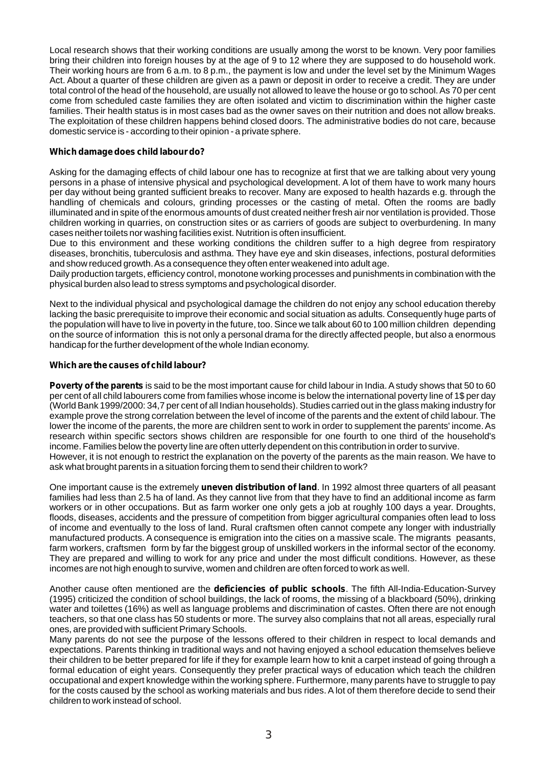Local research shows that their working conditions are usually among the worst to be known. Very poor families bring their children into foreign houses by at the age of 9 to 12 where they are supposed to do household work. Their working hours are from 6 a.m. to 8 p.m., the payment is low and under the level set by the Minimum Wages Act. About a quarter of these children are given as a pawn or deposit in order to receive a credit. They are under total control of the head of the household, are usually not allowed to leave the house or go to school. As 70 per cent come from scheduled caste families they are often isolated and victim to discrimination within the higher caste families. Their health status is in most cases bad as the owner saves on their nutrition and does not allow breaks. The exploitation of these children happens behind closed doors. The administrative bodies do not care, because domestic service is - according to their opinion - a private sphere.

**Which damage does child labour do?**

Asking for the damaging effects of child labour one has to recognize at first that we are talking about very young persons in a phase of intensive physical and psychological development. A lot of them have to work many hours per day without being granted sufficient breaks to recover. Many are exposed to health hazards e.g. through the handling of chemicals and colours, grinding processes or the casting of metal. Often the rooms are badly illuminated and in spite of the enormous amounts of dust created neither fresh air nor ventilation is provided. Those children working in quarries, on construction sites or as carriers of goods are subject to overburdening. In many cases neither toilets nor washing facilities exist. Nutrition is often insufficient.

Due to this environment and these working conditions the children suffer to a high degree from respiratory diseases, bronchitis, tuberculosis and asthma. They have eye and skin diseases, infections, postural deformities and show reduced growth. As a consequence they often enter weakened into adult age.

Daily production targets, efficiency control, monotone working processes and punishments in combination with the physical burden also lead to stress symptoms and psychological disorder.

Next to the individual physical and psychological damage the children do not enjoy any school education thereby lacking the basic prerequisite to improve their economic and social situation as adults. Consequently huge parts of the population will have to live in poverty in the future, too. Since we talk about 60 to 100 million children depending on the source of information this is not only a personal drama for the directly affected people, but also a enormous handicap for the further development of the whole Indian economy.

**Which are the causes of child labour?**

**Poverty of the parents** is said to be the most important cause for child labour in India. A study shows that 50 to 60 per cent of all child labourers come from families whose income is below the international poverty line of 1$ per day (World Bank 1999/2000: 34,7 per cent of all Indian households). Studies carried out in the glass making industry for example prove the strong correlation between the level of income of the parents and the extent of child labour. The lower the income of the parents, the more are children sent to work in order to supplement the parents' income. As research within specific sectors shows children are responsible for one fourth to one third of the household's income. Families below the poverty line are often utterly dependent on this contribution in order to survive.

However, it is not enough to restrict the explanation on the poverty of the parents as the main reason. We have to ask what brought parents in a situation forcing them to send their children to work?

One important cause is the extremely **uneven distribution of land**. In 1992 almost three quarters of all peasant families had less than 2.5 ha of land. As they cannot live from that they have to find an additional income as farm workers or in other occupations. But as farm worker one only gets a job at roughly 100 days a year. Droughts, floods, diseases, accidents and the pressure of competition from bigger agricultural companies often lead to loss of income and eventually to the loss of land. Rural craftsmen often cannot compete any longer with industrially manufactured products. A consequence is emigration into the cities on a massive scale. The migrants peasants, farm workers, craftsmen form by far the biggest group of unskilled workers in the informal sector of the economy. They are prepared and willing to work for any price and under the most difficult conditions. However, as these incomes are not high enough to survive, women and children are often forced to work as well.

Another cause often mentioned are the **deficiencies of public schools**. The fifth All-India-Education-Survey (1995) criticized the condition of school buildings, the lack of rooms, the missing of a blackboard (50%), drinking water and toilettes (16%) as well as language problems and discrimination of castes. Often there are not enough teachers, so that one class has 50 students or more. The survey also complains that not all areas, especially rural ones, are provided with sufficient Primary Schools.

Many parents do not see the purpose of the lessons offered to their children in respect to local demands and expectations. Parents thinking in traditional ways and not having enjoyed a school education themselves believe their children to be better prepared for life if they for example learn how to knit a carpet instead of going through a formal education of eight years. Consequently they prefer practical ways of education which teach the children occupational and expert knowledge within the working sphere. Furthermore, many parents have to struggle to pay for the costs caused by the school as working materials and bus rides. A lot of them therefore decide to send their children to work instead of school.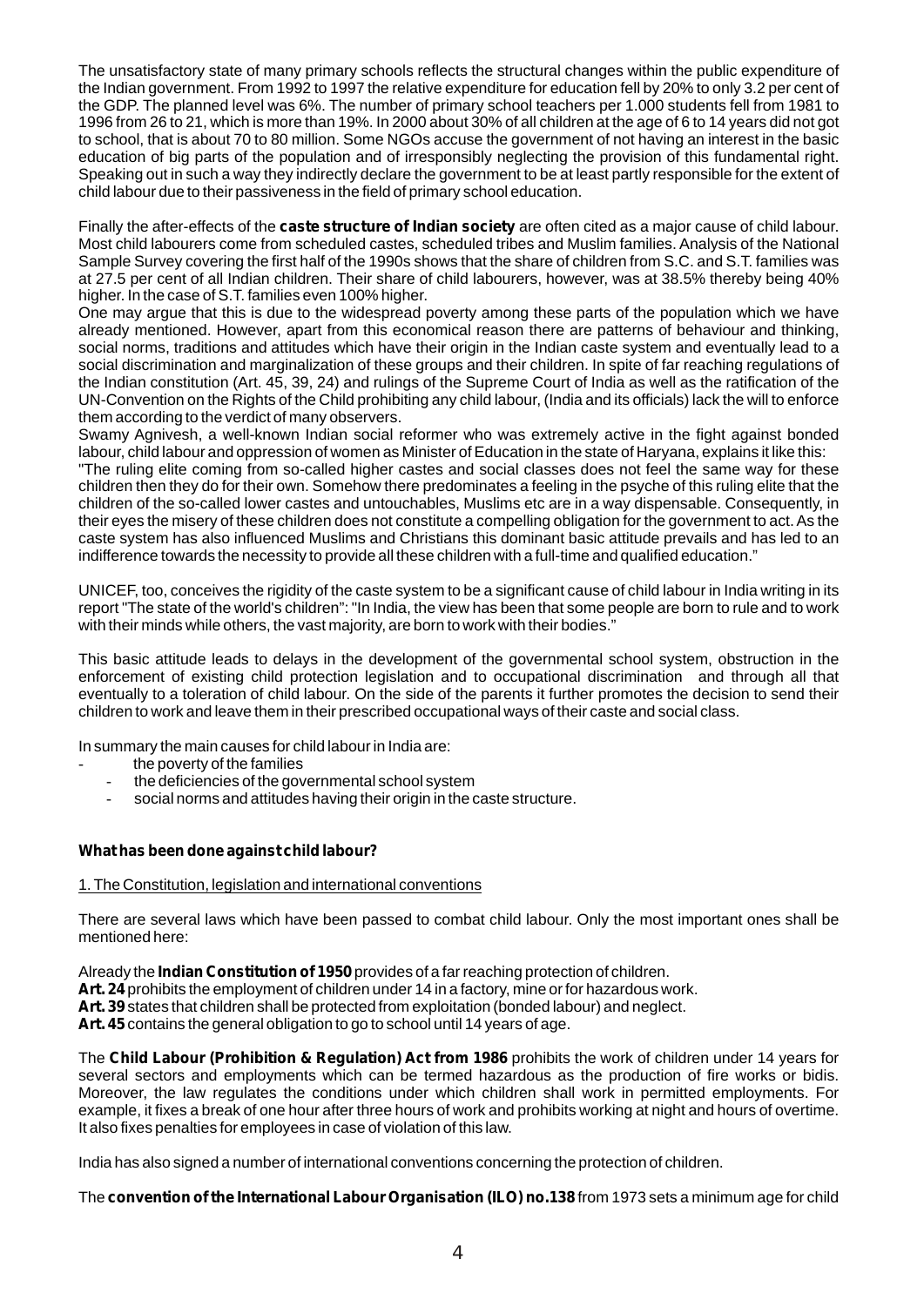The unsatisfactory state of many primary schools reflects the structural changes within the public expenditure of the Indian government. From 1992 to 1997 the relative expenditure for education fell by 20% to only 3.2 per cent of the GDP. The planned level was 6%. The number of primary school teachers per 1.000 students fell from 1981 to 1996 from 26 to 21, which is more than 19%. In 2000 about 30% of all children at the age of 6 to 14 years did not got to school, that is about 70 to 80 million. Some NGOs accuse the government of not having an interest in the basic education of big parts of the population and of irresponsibly neglecting the provision of this fundamental right. Speaking out in such a way they indirectly declare the government to be at least partly responsible for the extent of child labour due to their passiveness in the field of primary school education.

Finally the after-effects of the **caste structure of Indian society** are often cited as a major cause of child labour. Most child labourers come from scheduled castes, scheduled tribes and Muslim families. Analysis of the National Sample Survey covering the first half of the 1990s shows that the share of children from S.C. and S.T. families was at 27.5 per cent of all Indian children. Their share of child labourers, however, was at 38.5% thereby being 40% higher. In the case of S.T. families even 100% higher.

One may argue that this is due to the widespread poverty among these parts of the population which we have already mentioned. However, apart from this economical reason there are patterns of behaviour and thinking, social norms, traditions and attitudes which have their origin in the Indian caste system and eventually lead to a social discrimination and marginalization of these groups and their children. In spite of far reaching regulations of the Indian constitution (Art. 45, 39, 24) and rulings of the Supreme Court of India as well as the ratification of the UN-Convention on the Rights of the Child prohibiting any child labour, (India and its officials) lack the will to enforce them according to the verdict of many observers.

Swamy Agnivesh, a well-known Indian social reformer who was extremely active in the fight against bonded labour, child labour and oppression of women as Minister of Education in the state of Haryana, explains it like this:

"The ruling elite coming from so-called higher castes and social classes does not feel the same way for these children then they do for their own. Somehow there predominates a feeling in the psyche of this ruling elite that the children of the so-called lower castes and untouchables, Muslims etc are in a way dispensable. Consequently, in their eyes the misery of these children does not constitute a compelling obligation for the government to act. As the caste system has also influenced Muslims and Christians this dominant basic attitude prevails and has led to an indifference towards the necessity to provide all these children with a full-time and qualified education."

UNICEF, too, conceives the rigidity of the caste system to be a significant cause of child labour in India writing in its report "The state of the world's children": "In India, the view has been that some people are born to rule and to work with their minds while others, the vast majority, are born to work with their bodies."

This basic attitude leads to delays in the development of the governmental school system, obstruction in the enforcement of existing child protection legislation and to occupational discrimination and through all that eventually to a toleration of child labour. On the side of the parents it further promotes the decision to send their children to work and leave them in their prescribed occupational ways of their caste and social class.

In summary the main causes for child labour in India are:

- the poverty of the families
- the deficiencies of the governmental school system
- social norms and attitudes having their origin in the caste structure.

**What has been done against child labour?**

1. The Constitution, legislation and international conventions

There are several laws which have been passed to combat child labour. Only the most important ones shall be mentioned here:

Already the **Indian Constitution of 1950** provides of a far reaching protection of children.
**Art. 24** prohibits the employment of children under 14 in a factory, mine or for hazardous work.
**Art. 39** states that children shall be protected from exploitation (bonded labour) and neglect.
**Art. 45** contains the general obligation to go to school until 14 years of age.

The **Child Labour (Prohibition & Regulation) Act from 1986** prohibits the work of children under 14 years for several sectors and employments which can be termed hazardous as the production of fire works or bidis. Moreover, the law regulates the conditions under which children shall work in permitted employments. For example, it fixes a break of one hour after three hours of work and prohibits working at night and hours of overtime. It also fixes penalties for employees in case of violation of this law.

India has also signed a number of international conventions concerning the protection of children.

The **convention of the International Labour Organisation (ILO) no.138** from 1973 sets a minimum age for child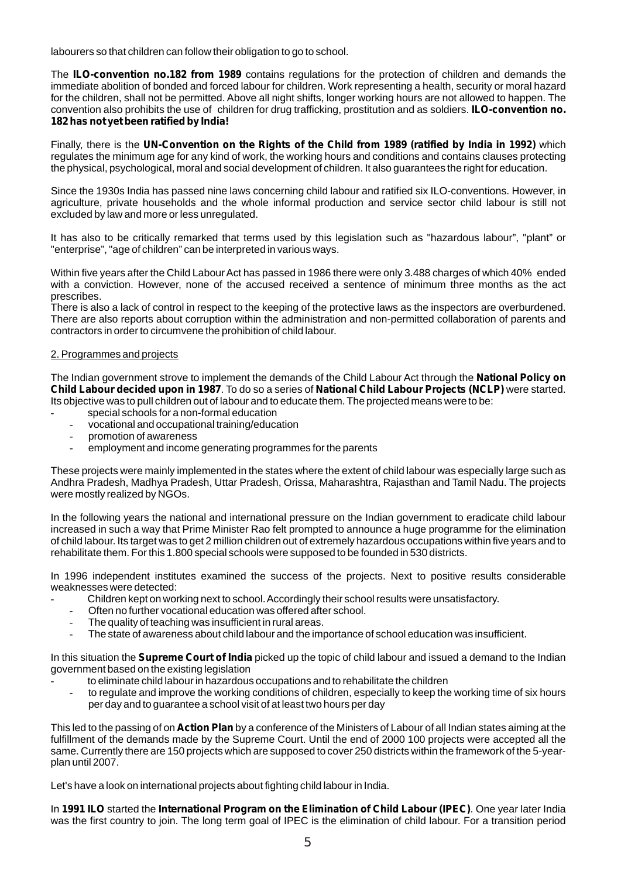labourers so that children can follow their obligation to go to school.

The **ILO-convention no.182 from 1989** contains regulations for the protection of children and demands the immediate abolition of bonded and forced labour for children. Work representing a health, security or moral hazard for the children, shall not be permitted. Above all night shifts, longer working hours are not allowed to happen. The convention also prohibits the use of children for drug trafficking, prostitution and as soldiers. **ILO-convention no. 182 has not yet been ratified by India!**

Finally, there is the **UN-Convention on the Rights of the Child from 1989 (ratified by India in 1992)** which regulates the minimum age for any kind of work, the working hours and conditions and contains clauses protecting the physical, psychological, moral and social development of children. It also guarantees the right for education.

Since the 1930s India has passed nine laws concerning child labour and ratified six ILO-conventions. However, in agriculture, private households and the whole informal production and service sector child labour is still not excluded by law and more or less unregulated.

It has also to be critically remarked that terms used by this legislation such as "hazardous labour", "plant" or "enterprise", "age of children" can be interpreted in various ways.

Within five years after the Child Labour Act has passed in 1986 there were only 3.488 charges of which 40% ended with a conviction. However, none of the accused received a sentence of minimum three months as the act prescribes.
There is also a lack of control in respect to the keeping of the protective laws as the inspectors are overburdened. There are also reports about corruption within the administration and non-permitted collaboration of parents and contractors in order to circumvene the prohibition of child labour.

2. Programmes and projects

The Indian government strove to implement the demands of the Child Labour Act through the **National Policy on Child Labour decided upon in 1987**. To do so a series of **National Child Labour Projects (NCLP)** were started. Its objective was to pull children out of labour and to educate them. The projected means were to be:

- special schools for a non-formal education
- vocational and occupational training/education
- promotion of awareness
- employment and income generating programmes for the parents

These projects were mainly implemented in the states where the extent of child labour was especially large such as Andhra Pradesh, Madhya Pradesh, Uttar Pradesh, Orissa, Maharashtra, Rajasthan and Tamil Nadu. The projects were mostly realized by NGOs.

In the following years the national and international pressure on the Indian government to eradicate child labour increased in such a way that Prime Minister Rao felt prompted to announce a huge programme for the elimination of child labour. Its target was to get 2 million children out of extremely hazardous occupations within five years and to rehabilitate them. For this 1.800 special schools were supposed to be founded in 530 districts.

In 1996 independent institutes examined the success of the projects. Next to positive results considerable weaknesses were detected:

- Children kept on working next to school. Accordingly their school results were unsatisfactory.
- Often no further vocational education was offered after school.
- The quality of teaching was insufficient in rural areas.
- The state of awareness about child labour and the importance of school education was insufficient.

In this situation the **Supreme Court of India** picked up the topic of child labour and issued a demand to the Indian government based on the existing legislation

- to eliminate child labour in hazardous occupations and to rehabilitate the children
- to regulate and improve the working conditions of children, especially to keep the working time of six hours per day and to guarantee a school visit of at least two hours per day

This led to the passing of on **Action Plan** by a conference of the Ministers of Labour of all Indian states aiming at the fulfillment of the demands made by the Supreme Court. Until the end of 2000 100 projects were accepted all the same. Currently there are 150 projects which are supposed to cover 250 districts within the framework of the 5-year-plan until 2007.

Let's have a look on international projects about fighting child labour in India.

In **1991 ILO** started the **International Program on the Elimination of Child Labour (IPEC)**. One year later India was the first country to join. The long term goal of IPEC is the elimination of child labour. For a transition period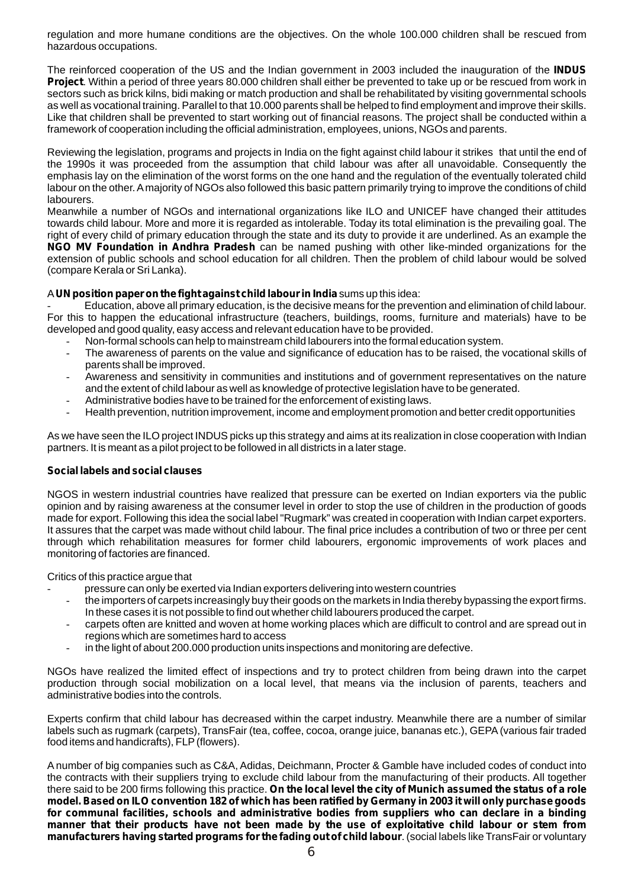regulation and more humane conditions are the objectives. On the whole 100.000 children shall be rescued from hazardous occupations.

The reinforced cooperation of the US and the Indian government in 2003 included the inauguration of the **INDUS Project**. Within a period of three years 80.000 children shall either be prevented to take up or be rescued from work in sectors such as brick kilns, bidi making or match production and shall be rehabilitated by visiting governmental schools as well as vocational training. Parallel to that 10.000 parents shall be helped to find employment and improve their skills. Like that children shall be prevented to start working out of financial reasons. The project shall be conducted within a framework of cooperation including the official administration, employees, unions, NGOs and parents.

Reviewing the legislation, programs and projects in India on the fight against child labour it strikes that until the end of the 1990s it was proceeded from the assumption that child labour was after all unavoidable. Consequently the emphasis lay on the elimination of the worst forms on the one hand and the regulation of the eventually tolerated child labour on the other. A majority of NGOs also followed this basic pattern primarily trying to improve the conditions of child labourers.

Meanwhile a number of NGOs and international organizations like ILO and UNICEF have changed their attitudes towards child labour. More and more it is regarded as intolerable. Today its total elimination is the prevailing goal. The right of every child of primary education through the state and its duty to provide it are underlined. As an example the **NGO MV Foundation in Andhra Pradesh** can be named pushing with other like-minded organizations for the extension of public schools and school education for all children. Then the problem of child labour would be solved (compare Kerala or Sri Lanka).

A **UN position paper on the fight against child labour in India** sums up this idea:

- Education, above all primary education, is the decisive means for the prevention and elimination of child labour. For this to happen the educational infrastructure (teachers, buildings, rooms, furniture and materials) have to be developed and good quality, easy access and relevant education have to be provided.
- Non-formal schools can help to mainstream child labourers into the formal education system.
- The awareness of parents on the value and significance of education has to be raised, the vocational skills of parents shall be improved.
- Awareness and sensitivity in communities and institutions and of government representatives on the nature and the extent of child labour as well as knowledge of protective legislation have to be generated.
- Administrative bodies have to be trained for the enforcement of existing laws.
- Health prevention, nutrition improvement, income and employment promotion and better credit opportunities

As we have seen the ILO project INDUS picks up this strategy and aims at its realization in close cooperation with Indian partners. It is meant as a pilot project to be followed in all districts in a later stage.

**Social labels and social clauses**

NGOS in western industrial countries have realized that pressure can be exerted on Indian exporters via the public opinion and by raising awareness at the consumer level in order to stop the use of children in the production of goods made for export. Following this idea the social label "Rugmark" was created in cooperation with Indian carpet exporters. It assures that the carpet was made without child labour. The final price includes a contribution of two or three per cent through which rehabilitation measures for former child labourers, ergonomic improvements of work places and monitoring of factories are financed.

Critics of this practice argue that

- pressure can only be exerted via Indian exporters delivering into western countries
- the importers of carpets increasingly buy their goods on the markets in India thereby bypassing the export firms. In these cases it is not possible to find out whether child labourers produced the carpet.
- carpets often are knitted and woven at home working places which are difficult to control and are spread out in regions which are sometimes hard to access
- in the light of about 200.000 production units inspections and monitoring are defective.

NGOs have realized the limited effect of inspections and try to protect children from being drawn into the carpet production through social mobilization on a local level, that means via the inclusion of parents, teachers and administrative bodies into the controls.

Experts confirm that child labour has decreased within the carpet industry. Meanwhile there are a number of similar labels such as rugmark (carpets), TransFair (tea, coffee, cocoa, orange juice, bananas etc.), GEPA (various fair traded food items and handicrafts), FLP (flowers).

A number of big companies such as C&A, Adidas, Deichmann, Procter & Gamble have included codes of conduct into the contracts with their suppliers trying to exclude child labour from the manufacturing of their products. All together there said to be 200 firms following this practice. **On the local level the city of Munich assumed the status of a role model. Based on ILO convention 182 of which has been ratified by Germany in 2003 it will only purchase goods for communal facilities, schools and administrative bodies from suppliers who can declare in a binding manner that their products have not been made by the use of exploitative child labour or stem from manufacturers having started programs for the fading out of child labour**. (social labels like TransFair or voluntary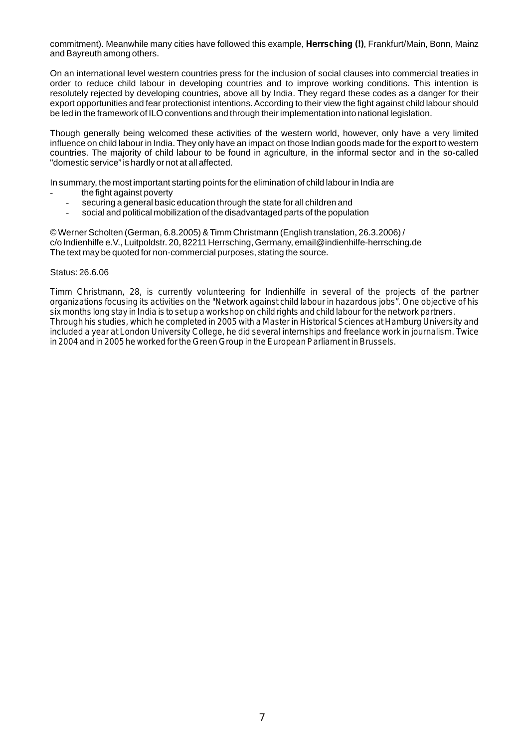commitment). Meanwhile many cities have followed this example, **Herrsching (!)**, Frankfurt/Main, Bonn, Mainz and Bayreuth among others.

On an international level western countries press for the inclusion of social clauses into commercial treaties in order to reduce child labour in developing countries and to improve working conditions. This intention is resolutely rejected by developing countries, above all by India. They regard these codes as a danger for their export opportunities and fear protectionist intentions. According to their view the fight against child labour should be led in the framework of ILO conventions and through their implementation into national legislation.

Though generally being welcomed these activities of the western world, however, only have a very limited influence on child labour in India. They only have an impact on those Indian goods made for the export to western countries. The majority of child labour to be found in agriculture, in the informal sector and in the so-called "domestic service" is hardly or not at all affected.

In summary, the most important starting points for the elimination of child labour in India are

- the fight against poverty
- securing a general basic education through the state for all children and
- social and political mobilization of the disadvantaged parts of the population

© Werner Scholten (German, 6.8.2005) & Timm Christmann (English translation, 26.3.2006) /
c/o Indienhilfe e.V., Luitpoldstr. 20, 82211 Herrsching, Germany, email@indienhilfe-herrsching.de
The text may be quoted for non-commercial purposes, stating the source.

Status: 26.6.06

Timm Christmann, 28, is currently volunteering for Indienhilfe in several of the projects of the partner organizations focusing its activities on the "Network against child labour in hazardous jobs". One objective of his six months long stay in India is to set up a workshop on child rights and child labour for the network partners.
Through his studies, which he completed in 2005 with a Master in Historical Sciences at Hamburg University and included a year at London University College, he did several internships and freelance work in journalism. Twice in 2004 and in 2005 he worked for the Green Group in the European Parliament in Brussels.